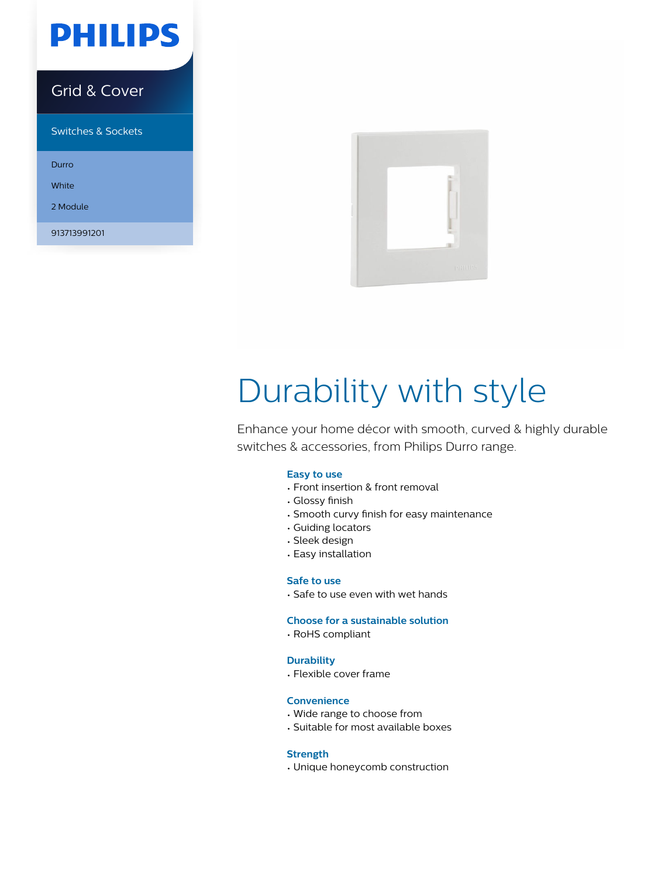PHILIPS

Grid & Cover

Switches & Sockets

Durro

White

2 Module

913713991201

# Durability with style

Enhance your home décor with smooth, curved & highly durable switches & accessories, from Philips Durro range.

### Easy to use

- Front insertion & front removal
- Glossy finish
- Smooth curvy finish for easy maintenance
- Guiding locators
- Sleek design
- Easy installation

### Safe to use

- Safe to use even with wet hands

### Choose for a sustainable solution

- RoHS compliant

### Durability

- Flexible cover frame

### Convenience

- Wide range to choose from
- Suitable for most available boxes

### Strength

- Unique honeycomb construction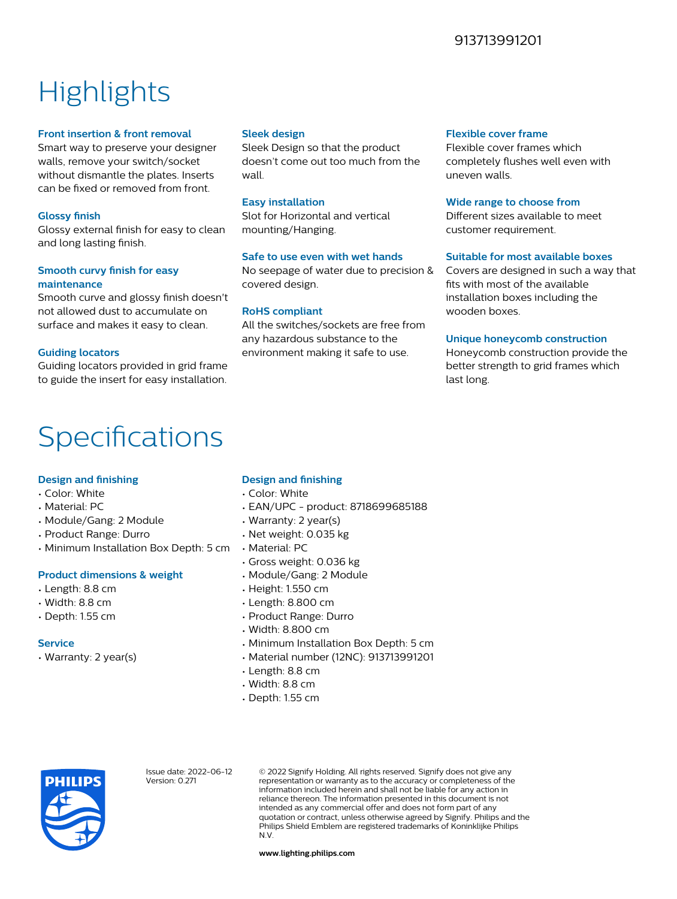913713991201

# Highlights

### Front insertion & front removal

Smart way to preserve your designer walls, remove your switch/socket without dismantle the plates. Inserts can be fixed or removed from front.

### Glossy finish

Glossy external finish for easy to clean and long lasting finish.

### Smooth curvy finish for easy maintenance

Smooth curve and glossy finish doesn't not allowed dust to accumulate on surface and makes it easy to clean.

### Guiding locators

Guiding locators provided in grid frame to guide the insert for easy installation.

### Sleek design

Sleek Design so that the product doesn't come out too much from the wall.

### Easy installation

Slot for Horizontal and vertical mounting/Hanging.

### Safe to use even with wet hands

No seepage of water due to precision & covered design.

### RoHS compliant

All the switches/sockets are free from any hazardous substance to the environment making it safe to use.

### Flexible cover frame

Flexible cover frames which completely flushes well even with uneven walls.

### Wide range to choose from

Different sizes available to meet customer requirement.

### Suitable for most available boxes

Covers are designed in such a way that fits with most of the available installation boxes including the wooden boxes.

### Unique honeycomb construction

Honeycomb construction provide the better strength to grid frames which last long.

# Specifications

### Design and finishing

- Color: White
- Material: PC
- Module/Gang: 2 Module
- Product Range: Durro
- Minimum Installation Box Depth: 5 cm

### Product dimensions & weight

- Length: 8.8 cm
- Width: 8.8 cm
- Depth: 1.55 cm

### Service

- Warranty: 2 year(s)

### Design and finishing

- Color: White
- EAN/UPC - product: 8718699685188
- Warranty: 2 year(s)
- Net weight: 0.035 kg
- Material: PC
- Gross weight: 0.036 kg
- Module/Gang: 2 Module
- Height: 1.550 cm
- Length: 8.800 cm
- Product Range: Durro
- Width: 8.800 cm
- Minimum Installation Box Depth: 5 cm
- Material number (12NC): 913713991201
- Length: 8.8 cm
- Width: 8.8 cm
- Depth: 1.55 cm

Issue date: 2022-06-12
Version: 0.271

© 2022 Signify Holding. All rights reserved. Signify does not give any representation or warranty as to the accuracy or completeness of the information included herein and shall not be liable for any action in reliance thereon. The information presented in this document is not intended as any commercial offer and does not form part of any quotation or contract, unless otherwise agreed by Signify. Philips and the Philips Shield Emblem are registered trademarks of Koninklijke Philips N.V.

**www.lighting.philips.com**